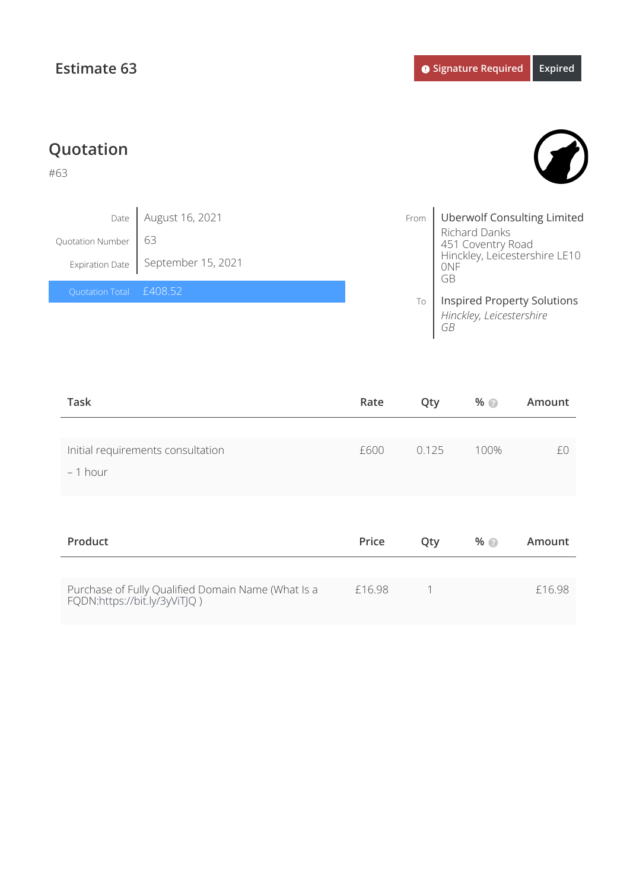# Estimate 63

**Signature Required** **Expired**

## Quotation

#63

| | |
|---|---|
| Date | August 16, 2021 |
| Quotation Number | 63 |
| Expiration Date | September 15, 2021 |
| Quotation Total | £408.52 |

**From**
Uberwolf Consulting Limited
Richard Danks
451 Coventry Road
Hinckley, Leicestershire LE10 0NF
GB

**To**
Inspired Property Solutions
*Hinckley, Leicestershire*
*GB*

| Task | Rate | Qty | % | Amount |
|---|---|---|---|---|
| Initial requirements consultation<br>– 1 hour | £600 | 0.125 | 100% | £0 |

| Product | Price | Qty | % | Amount |
|---|---|---|---|---|
| Purchase of Fully Qualified Domain Name (What Is a FQDN:https://bit.ly/3yViTJQ ) | £16.98 | 1 | | £16.98 |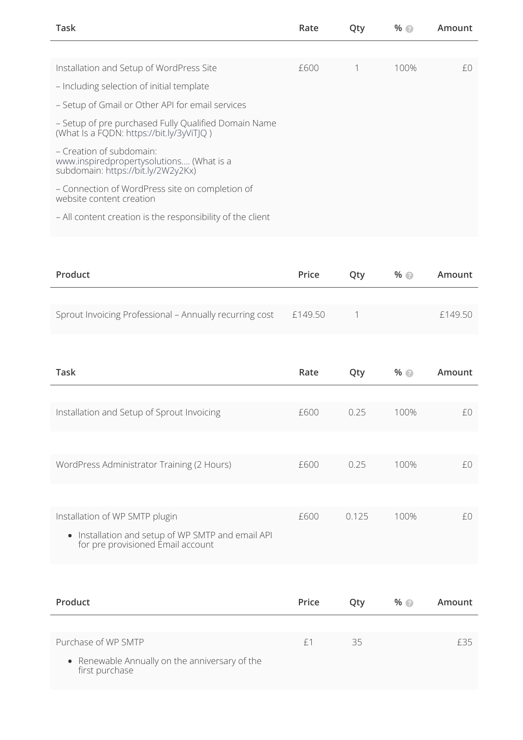| Task | Rate | Qty | % | Amount |
|---|---|---|---|---|
| Installation and Setup of WordPress Site<br>– Including selection of initial template<br>– Setup of Gmail or Other API for email services<br>– Setup of pre purchased Fully Qualified Domain Name (What Is a FQDN: https://bit.ly/3yViTJQ )<br>– Creation of subdomain: www.inspiredpropertysolutions…. (What is a subdomain: https://bit.ly/2W2y2Kx)<br>– Connection of WordPress site on completion of website content creation<br>– All content creation is the responsibility of the client | £600 | 1 | 100% | £0 |

| Product | Price | Qty | % | Amount |
|---|---|---|---|---|
| Sprout Invoicing Professional – Annually recurring cost | £149.50 | 1 | | £149.50 |

| Task | Rate | Qty | % | Amount |
|---|---|---|---|---|
| Installation and Setup of Sprout Invoicing | £600 | 0.25 | 100% | £0 |
| WordPress Administrator Training (2 Hours) | £600 | 0.25 | 100% | £0 |
| Installation of WP SMTP plugin<br>• Installation and setup of WP SMTP and email API for pre provisioned Email account | £600 | 0.125 | 100% | £0 |

| Product | Price | Qty | % | Amount |
|---|---|---|---|---|
| Purchase of WP SMTP<br>• Renewable Annually on the anniversary of the first purchase | £1 | 35 | | £35 |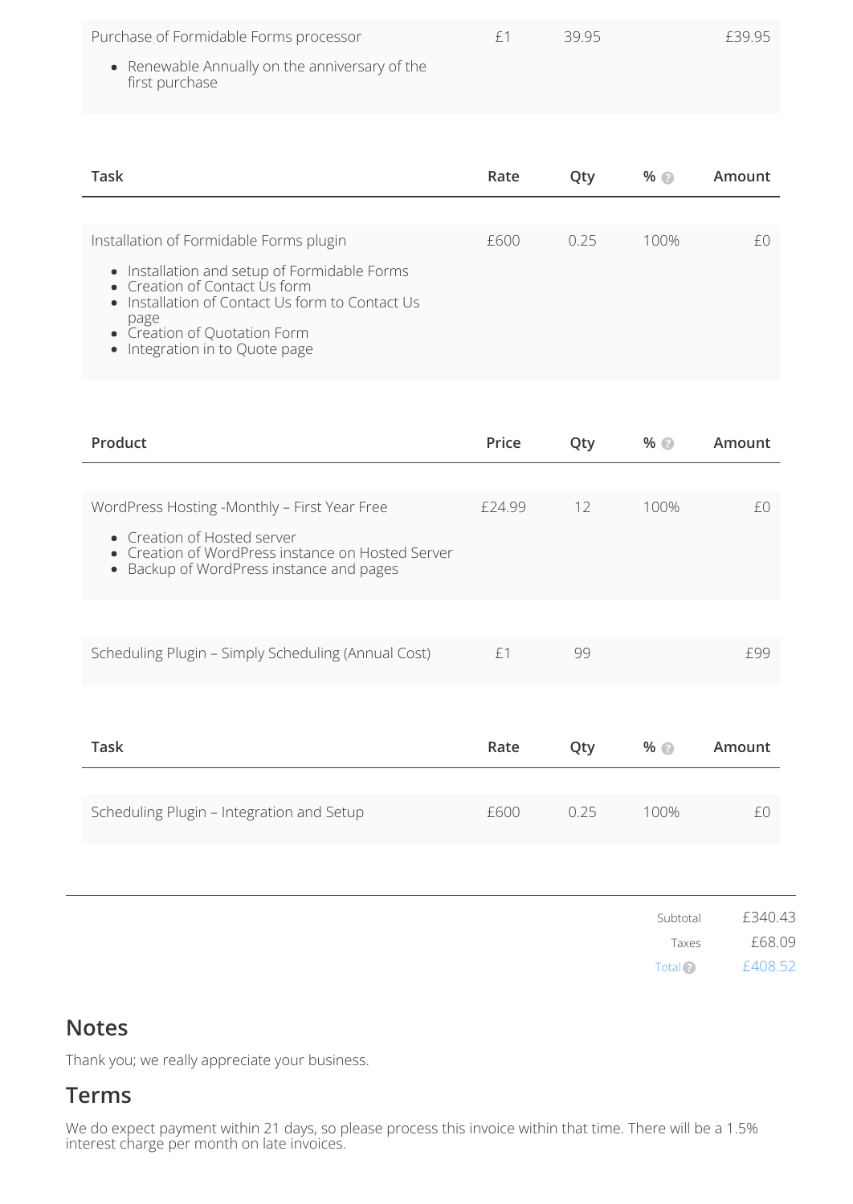| | | | | |
|---|---|---|---|---|
| Purchase of Formidable Forms processor<br>• Renewable Annually on the anniversary of the first purchase | £1 | 39.95 | | £39.95 |

| Task | Rate | Qty | % | Amount |
|---|---|---|---|---|
| Installation of Formidable Forms plugin<br>• Installation and setup of Formidable Forms<br>• Creation of Contact Us form<br>• Installation of Contact Us form to Contact Us page<br>• Creation of Quotation Form<br>• Integration in to Quote page | £600 | 0.25 | 100% | £0 |

| Product | Price | Qty | % | Amount |
|---|---|---|---|---|
| WordPress Hosting -Monthly – First Year Free<br>• Creation of Hosted server<br>• Creation of WordPress instance on Hosted Server<br>• Backup of WordPress instance and pages | £24.99 | 12 | 100% | £0 |
| Scheduling Plugin – Simply Scheduling (Annual Cost) | £1 | 99 | | £99 |

| Task | Rate | Qty | % | Amount |
|---|---|---|---|---|
| Scheduling Plugin – Integration and Setup | £600 | 0.25 | 100% | £0 |

| | |
|---|---|
| Subtotal | £340.43 |
| Taxes | £68.09 |
| Total | £408.52 |

## Notes

Thank you; we really appreciate your business.

## Terms

We do expect payment within 21 days, so please process this invoice within that time. There will be a 1.5% interest charge per month on late invoices.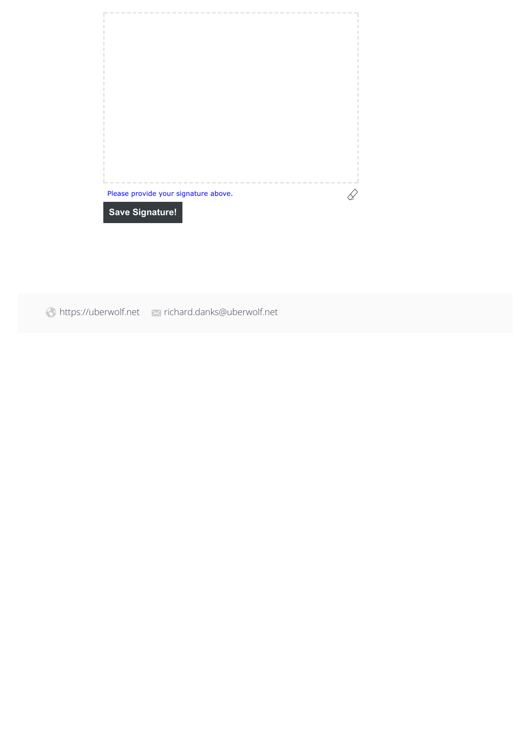Please provide your signature above.

Save Signature!

https://uberwolf.net richard.danks@uberwolf.net